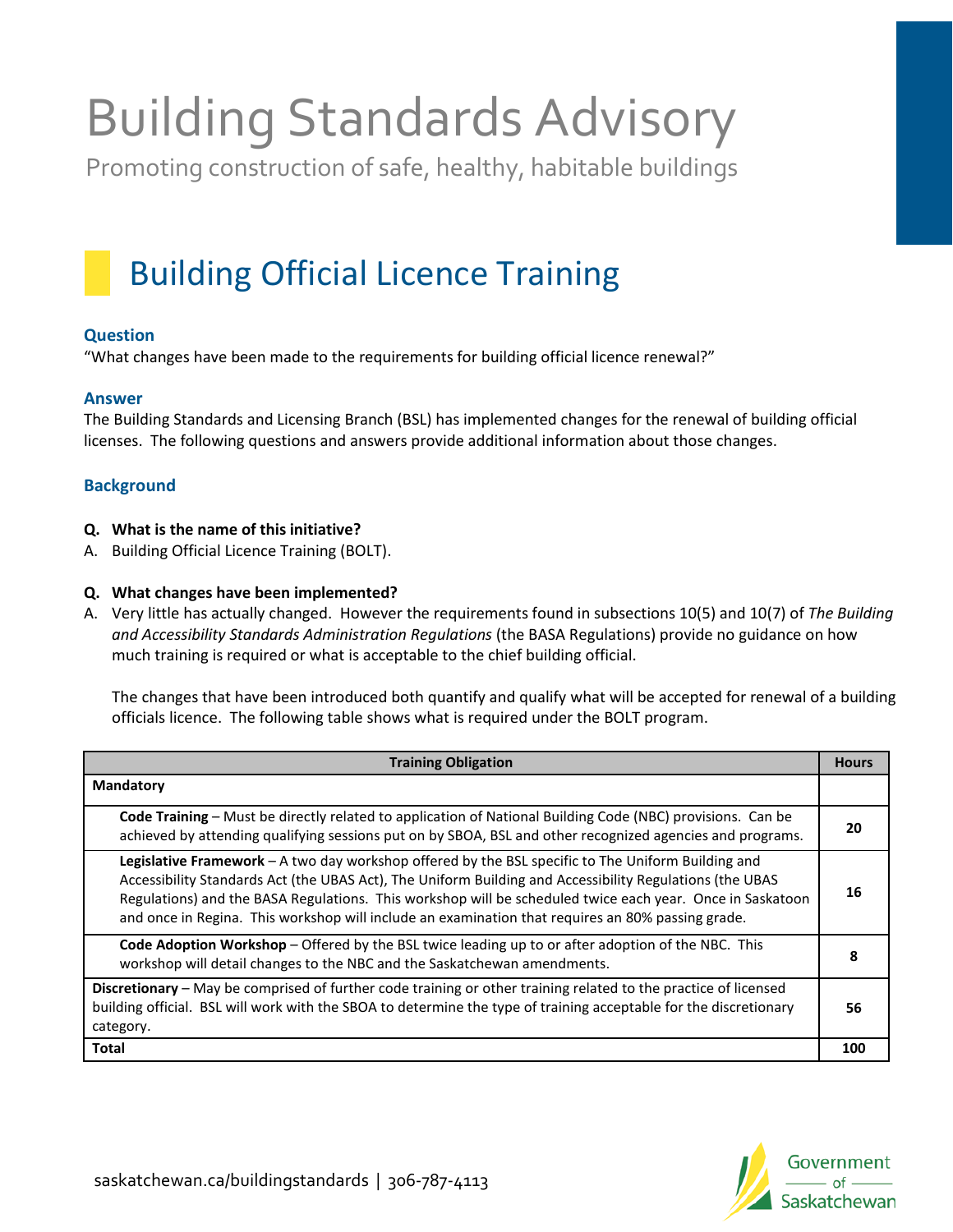# Building Standards Advisory

Promoting construction of safe, healthy, habitable buildings

## Building Official Licence Training

### Question

"What changes have been made to the requirements for building official licence renewal?"

### Answer

The Building Standards and Licensing Branch (BSL) has implemented changes for the renewal of building official licenses. The following questions and answers provide additional information about those changes.

### Background

**Q. What is the name of this initiative?**

A. Building Official Licence Training (BOLT).

**Q. What changes have been implemented?**

A. Very little has actually changed. However the requirements found in subsections 10(5) and 10(7) of *The Building and Accessibility Standards Administration Regulations* (the BASA Regulations) provide no guidance on how much training is required or what is acceptable to the chief building official.

The changes that have been introduced both quantify and qualify what will be accepted for renewal of a building officials licence. The following table shows what is required under the BOLT program.

| Training Obligation | Hours |
|---|---|
| **Mandatory** | |
| **Code Training** – Must be directly related to application of National Building Code (NBC) provisions. Can be achieved by attending qualifying sessions put on by SBOA, BSL and other recognized agencies and programs. | **20** |
| **Legislative Framework** – A two day workshop offered by the BSL specific to The Uniform Building and Accessibility Standards Act (the UBAS Act), The Uniform Building and Accessibility Regulations (the UBAS Regulations) and the BASA Regulations. This workshop will be scheduled twice each year. Once in Saskatoon and once in Regina. This workshop will include an examination that requires an 80% passing grade. | **16** |
| **Code Adoption Workshop** – Offered by the BSL twice leading up to or after adoption of the NBC. This workshop will detail changes to the NBC and the Saskatchewan amendments. | **8** |
| **Discretionary** – May be comprised of further code training or other training related to the practice of licensed building official. BSL will work with the SBOA to determine the type of training acceptable for the discretionary category. | **56** |
| **Total** | **100** |

saskatchewan.ca/buildingstandards | 306-787-4113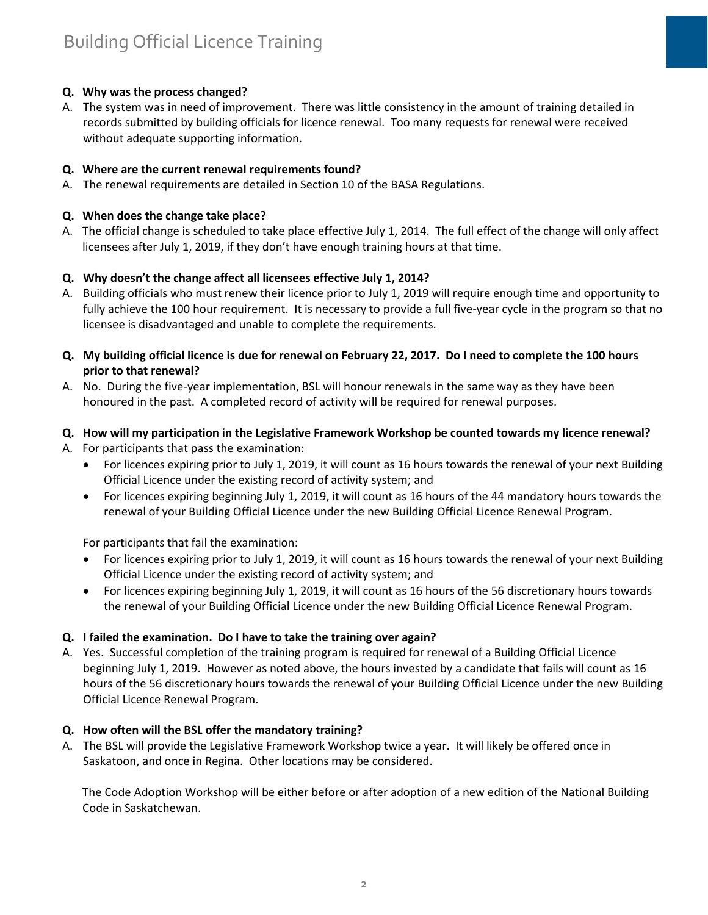**Q. Why was the process changed?**

A. The system was in need of improvement. There was little consistency in the amount of training detailed in records submitted by building officials for licence renewal. Too many requests for renewal were received without adequate supporting information.

**Q. Where are the current renewal requirements found?**

A. The renewal requirements are detailed in Section 10 of the BASA Regulations.

**Q. When does the change take place?**

A. The official change is scheduled to take place effective July 1, 2014. The full effect of the change will only affect licensees after July 1, 2019, if they don't have enough training hours at that time.

**Q. Why doesn't the change affect all licensees effective July 1, 2014?**

A. Building officials who must renew their licence prior to July 1, 2019 will require enough time and opportunity to fully achieve the 100 hour requirement. It is necessary to provide a full five-year cycle in the program so that no licensee is disadvantaged and unable to complete the requirements.

**Q. My building official licence is due for renewal on February 22, 2017. Do I need to complete the 100 hours prior to that renewal?**

A. No. During the five-year implementation, BSL will honour renewals in the same way as they have been honoured in the past. A completed record of activity will be required for renewal purposes.

**Q. How will my participation in the Legislative Framework Workshop be counted towards my licence renewal?**

A. For participants that pass the examination:

- For licences expiring prior to July 1, 2019, it will count as 16 hours towards the renewal of your next Building Official Licence under the existing record of activity system; and
- For licences expiring beginning July 1, 2019, it will count as 16 hours of the 44 mandatory hours towards the renewal of your Building Official Licence under the new Building Official Licence Renewal Program.

For participants that fail the examination:

- For licences expiring prior to July 1, 2019, it will count as 16 hours towards the renewal of your next Building Official Licence under the existing record of activity system; and
- For licences expiring beginning July 1, 2019, it will count as 16 hours of the 56 discretionary hours towards the renewal of your Building Official Licence under the new Building Official Licence Renewal Program.

**Q. I failed the examination. Do I have to take the training over again?**

A. Yes. Successful completion of the training program is required for renewal of a Building Official Licence beginning July 1, 2019. However as noted above, the hours invested by a candidate that fails will count as 16 hours of the 56 discretionary hours towards the renewal of your Building Official Licence under the new Building Official Licence Renewal Program.

**Q. How often will the BSL offer the mandatory training?**

A. The BSL will provide the Legislative Framework Workshop twice a year. It will likely be offered once in Saskatoon, and once in Regina. Other locations may be considered.

The Code Adoption Workshop will be either before or after adoption of a new edition of the National Building Code in Saskatchewan.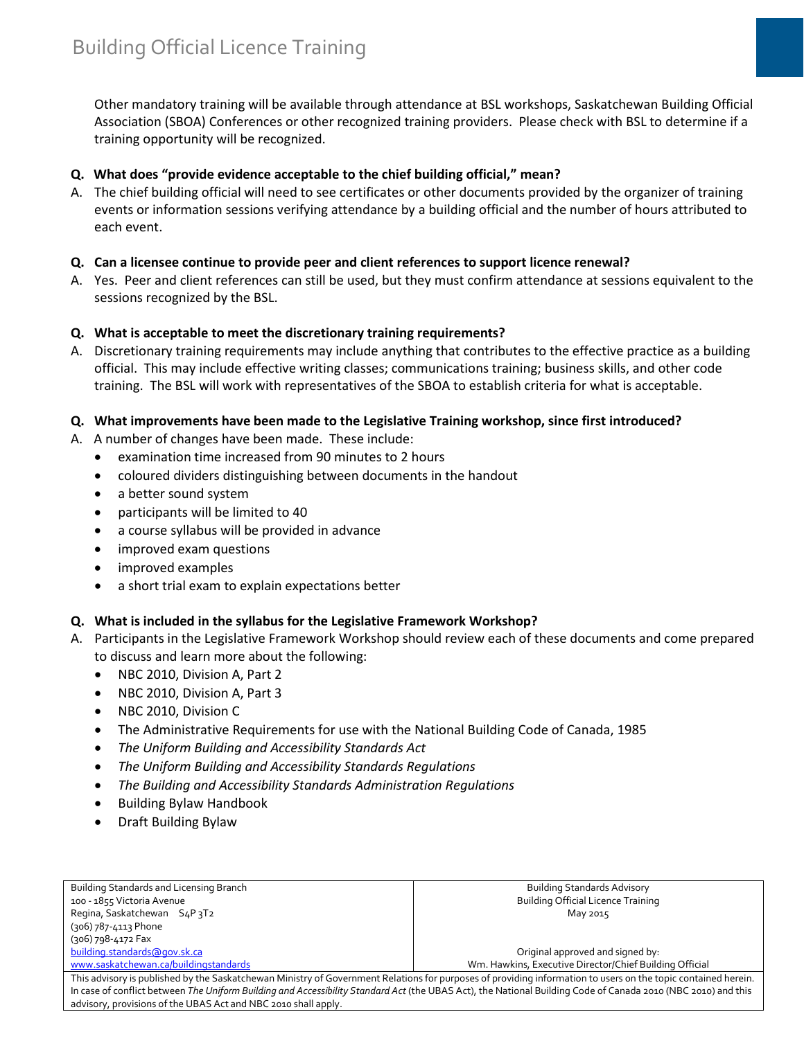Other mandatory training will be available through attendance at BSL workshops, Saskatchewan Building Official Association (SBOA) Conferences or other recognized training providers. Please check with BSL to determine if a training opportunity will be recognized.

**Q. What does "provide evidence acceptable to the chief building official," mean?**

A. The chief building official will need to see certificates or other documents provided by the organizer of training events or information sessions verifying attendance by a building official and the number of hours attributed to each event.

**Q. Can a licensee continue to provide peer and client references to support licence renewal?**

A. Yes. Peer and client references can still be used, but they must confirm attendance at sessions equivalent to the sessions recognized by the BSL.

**Q. What is acceptable to meet the discretionary training requirements?**

A. Discretionary training requirements may include anything that contributes to the effective practice as a building official. This may include effective writing classes; communications training; business skills, and other code training. The BSL will work with representatives of the SBOA to establish criteria for what is acceptable.

**Q. What improvements have been made to the Legislative Training workshop, since first introduced?**

A. A number of changes have been made. These include:

- examination time increased from 90 minutes to 2 hours
- coloured dividers distinguishing between documents in the handout
- a better sound system
- participants will be limited to 40
- a course syllabus will be provided in advance
- improved exam questions
- improved examples
- a short trial exam to explain expectations better

**Q. What is included in the syllabus for the Legislative Framework Workshop?**

A. Participants in the Legislative Framework Workshop should review each of these documents and come prepared to discuss and learn more about the following:

- NBC 2010, Division A, Part 2
- NBC 2010, Division A, Part 3
- NBC 2010, Division C
- The Administrative Requirements for use with the National Building Code of Canada, 1985
- *The Uniform Building and Accessibility Standards Act*
- *The Uniform Building and Accessibility Standards Regulations*
- *The Building and Accessibility Standards Administration Regulations*
- Building Bylaw Handbook
- Draft Building Bylaw

| | |
|---|---|
| Building Standards and Licensing Branch<br>100 - 1855 Victoria Avenue<br>Regina, Saskatchewan S4P 3T2<br>(306) 787-4113 Phone<br>(306) 798-4172 Fax<br>building.standards@gov.sk.ca<br>www.saskatchewan.ca/buildingstandards | Building Standards Advisory<br>Building Official Licence Training<br>May 2015<br><br>Original approved and signed by:<br>Wm. Hawkins, Executive Director/Chief Building Official |

This advisory is published by the Saskatchewan Ministry of Government Relations for purposes of providing information to users on the topic contained herein. In case of conflict between *The Uniform Building and Accessibility Standard Act* (the UBAS Act), the National Building Code of Canada 2010 (NBC 2010) and this advisory, provisions of the UBAS Act and NBC 2010 shall apply.